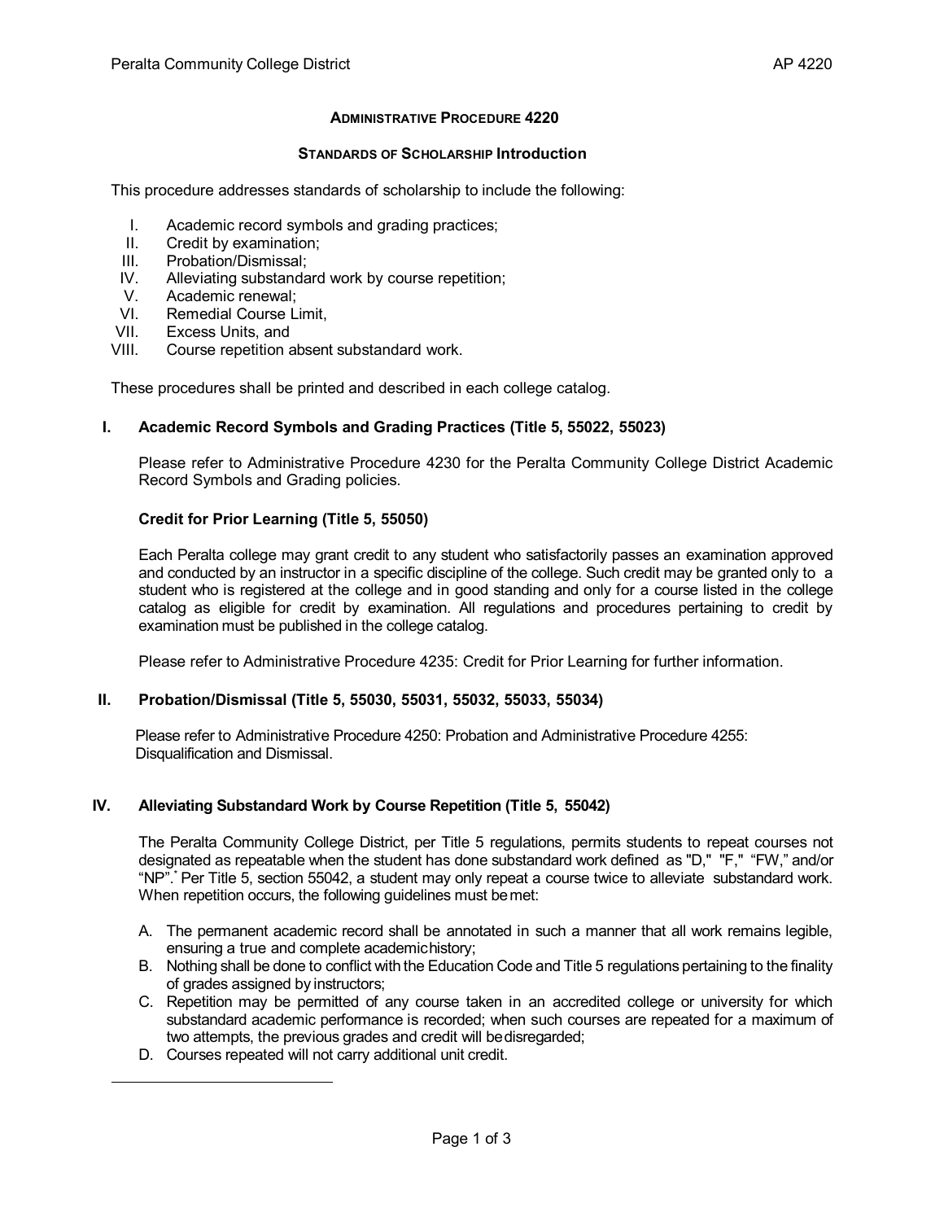# ADMINISTRATIVE PROCEDURE 4220

## STANDARDS OF SCHOLARSHIP Introduction

This procedure addresses standards of scholarship to include the following:

I. Academic record symbols and grading practices;
II. Credit by examination;
III. Probation/Dismissal;
IV. Alleviating substandard work by course repetition;
V. Academic renewal;
VI. Remedial Course Limit,
VII. Excess Units, and
VIII. Course repetition absent substandard work.

These procedures shall be printed and described in each college catalog.

### I. Academic Record Symbols and Grading Practices (Title 5, 55022, 55023)

Please refer to Administrative Procedure 4230 for the Peralta Community College District Academic Record Symbols and Grading policies.

### Credit for Prior Learning (Title 5, 55050)

Each Peralta college may grant credit to any student who satisfactorily passes an examination approved and conducted by an instructor in a specific discipline of the college. Such credit may be granted only to a student who is registered at the college and in good standing and only for a course listed in the college catalog as eligible for credit by examination. All regulations and procedures pertaining to credit by examination must be published in the college catalog.

Please refer to Administrative Procedure 4235: Credit for Prior Learning for further information.

### II. Probation/Dismissal (Title 5, 55030, 55031, 55032, 55033, 55034)

Please refer to Administrative Procedure 4250: Probation and Administrative Procedure 4255: Disqualification and Dismissal.

### IV. Alleviating Substandard Work by Course Repetition (Title 5, 55042)

The Peralta Community College District, per Title 5 regulations, permits students to repeat courses not designated as repeatable when the student has done substandard work defined as "D," "F," "FW," and/or "NP".* Per Title 5, section 55042, a student may only repeat a course twice to alleviate substandard work. When repetition occurs, the following guidelines must be met:

A. The permanent academic record shall be annotated in such a manner that all work remains legible, ensuring a true and complete academic history;
B. Nothing shall be done to conflict with the Education Code and Title 5 regulations pertaining to the finality of grades assigned by instructors;
C. Repetition may be permitted of any course taken in an accredited college or university for which substandard academic performance is recorded; when such courses are repeated for a maximum of two attempts, the previous grades and credit will be disregarded;
D. Courses repeated will not carry additional unit credit.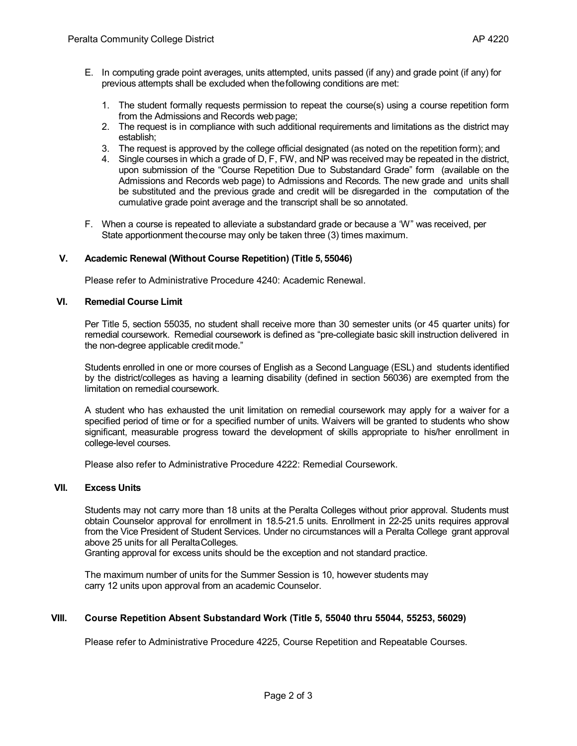E. In computing grade point averages, units attempted, units passed (if any) and grade point (if any) for previous attempts shall be excluded when the following conditions are met:

1. The student formally requests permission to repeat the course(s) using a course repetition form from the Admissions and Records web page;
2. The request is in compliance with such additional requirements and limitations as the district may establish;
3. The request is approved by the college official designated (as noted on the repetition form); and
4. Single courses in which a grade of D, F, FW, and NP was received may be repeated in the district, upon submission of the "Course Repetition Due to Substandard Grade" form (available on the Admissions and Records web page) to Admissions and Records. The new grade and units shall be substituted and the previous grade and credit will be disregarded in the computation of the cumulative grade point average and the transcript shall be so annotated.

F. When a course is repeated to alleviate a substandard grade or because a 'W" was received, per State apportionment the course may only be taken three (3) times maximum.

## V. Academic Renewal (Without Course Repetition) (Title 5, 55046)

Please refer to Administrative Procedure 4240: Academic Renewal.

## VI. Remedial Course Limit

Per Title 5, section 55035, no student shall receive more than 30 semester units (or 45 quarter units) for remedial coursework. Remedial coursework is defined as "pre-collegiate basic skill instruction delivered in the non-degree applicable credit mode."

Students enrolled in one or more courses of English as a Second Language (ESL) and students identified by the district/colleges as having a learning disability (defined in section 56036) are exempted from the limitation on remedial coursework.

A student who has exhausted the unit limitation on remedial coursework may apply for a waiver for a specified period of time or for a specified number of units. Waivers will be granted to students who show significant, measurable progress toward the development of skills appropriate to his/her enrollment in college-level courses.

Please also refer to Administrative Procedure 4222: Remedial Coursework.

## VII. Excess Units

Students may not carry more than 18 units at the Peralta Colleges without prior approval. Students must obtain Counselor approval for enrollment in 18.5-21.5 units. Enrollment in 22-25 units requires approval from the Vice President of Student Services. Under no circumstances will a Peralta College grant approval above 25 units for all Peralta Colleges.
Granting approval for excess units should be the exception and not standard practice.

The maximum number of units for the Summer Session is 10, however students may carry 12 units upon approval from an academic Counselor.

## VIII. Course Repetition Absent Substandard Work (Title 5, 55040 thru 55044, 55253, 56029)

Please refer to Administrative Procedure 4225, Course Repetition and Repeatable Courses.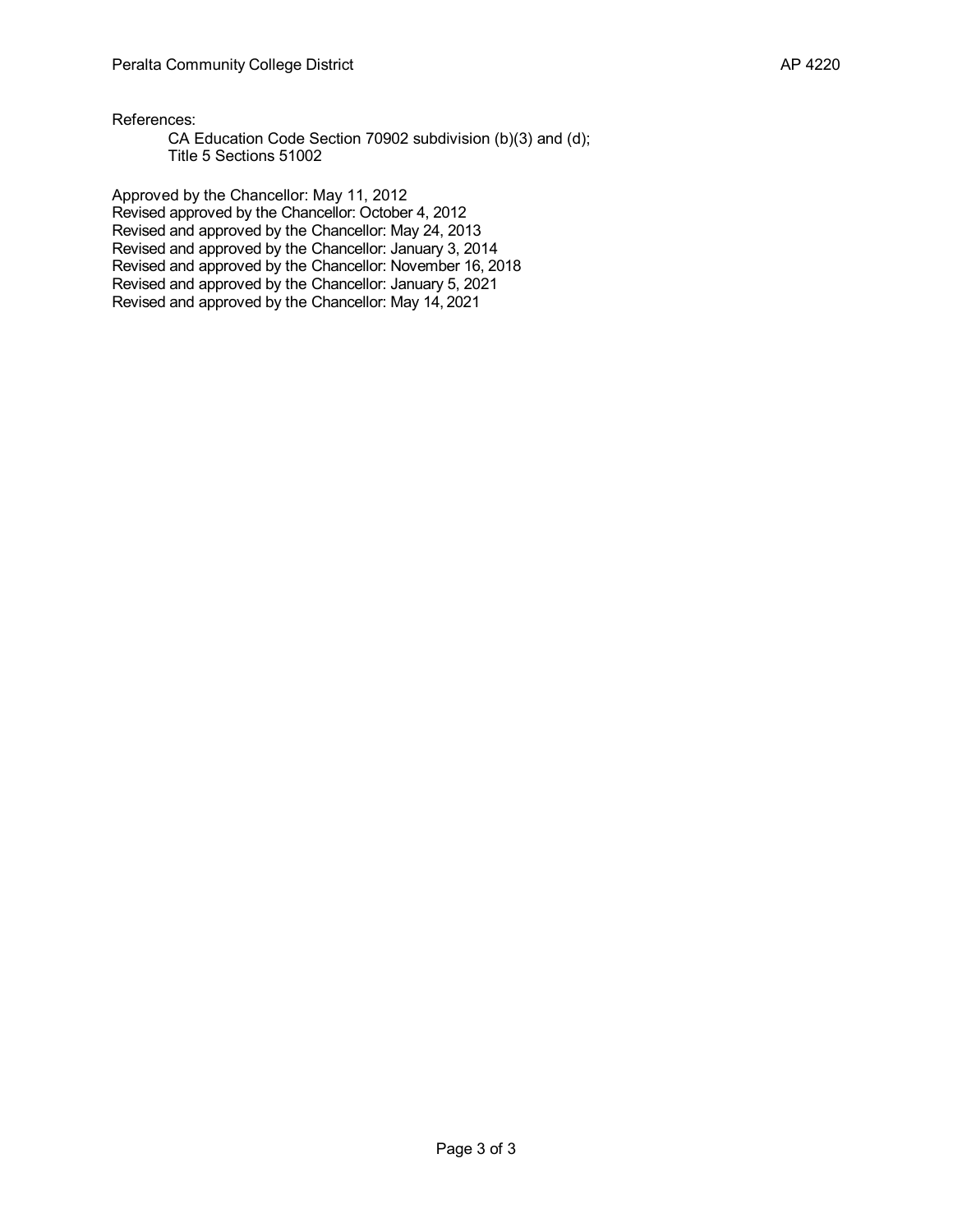References:

CA Education Code Section 70902 subdivision (b)(3) and (d);
Title 5 Sections 51002

Approved by the Chancellor: May 11, 2012
Revised approved by the Chancellor: October 4, 2012
Revised and approved by the Chancellor: May 24, 2013
Revised and approved by the Chancellor: January 3, 2014
Revised and approved by the Chancellor: November 16, 2018
Revised and approved by the Chancellor: January 5, 2021
Revised and approved by the Chancellor: May 14, 2021